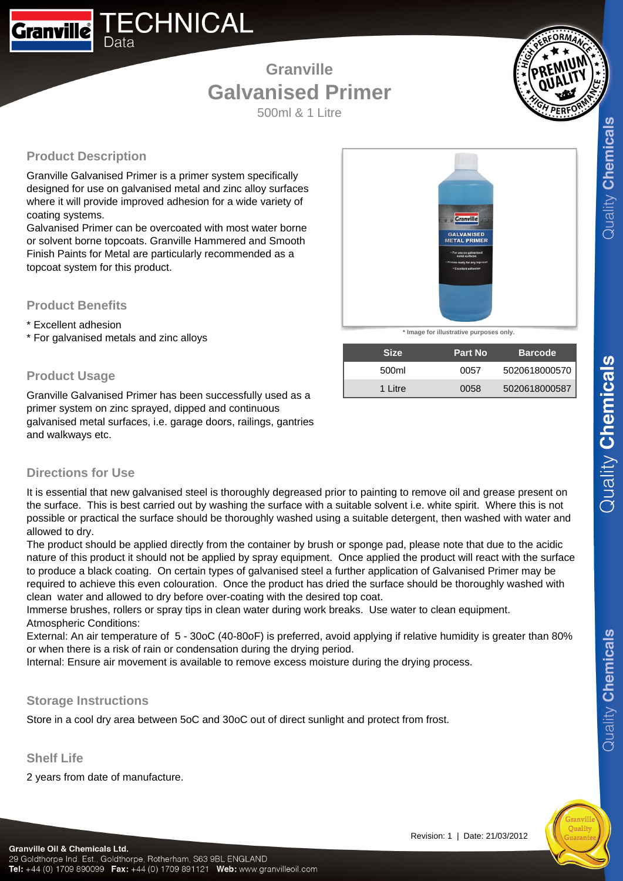# Granville TECHNICAL Data

## Granville Galvanised Primer

500ml & 1 Litre

### Product Description

Granville Galvanised Primer is a primer system specifically designed for use on galvanised metal and zinc alloy surfaces where it will provide improved adhesion for a wide variety of coating systems.
Galvanised Primer can be overcoated with most water borne or solvent borne topcoats. Granville Hammered and Smooth Finish Paints for Metal are particularly recommended as a topcoat system for this product.

### Product Benefits

* Excellent adhesion
* For galvanised metals and zinc alloys

### Product Usage

Granville Galvanised Primer has been successfully used as a primer system on zinc sprayed, dipped and continuous galvanised metal surfaces, i.e. garage doors, railings, gantries and walkways etc.

* Image for illustrative purposes only.

| Size | Part No | Barcode |
|---|---|---|
| 500ml | 0057 | 5020618000570 |
| 1 Litre | 0058 | 5020618000587 |

### Directions for Use

It is essential that new galvanised steel is thoroughly degreased prior to painting to remove oil and grease present on the surface. This is best carried out by washing the surface with a suitable solvent i.e. white spirit. Where this is not possible or practical the surface should be thoroughly washed using a suitable detergent, then washed with water and allowed to dry.
The product should be applied directly from the container by brush or sponge pad, please note that due to the acidic nature of this product it should not be applied by spray equipment. Once applied the product will react with the surface to produce a black coating. On certain types of galvanised steel a further application of Galvanised Primer may be required to achieve this even colouration. Once the product has dried the surface should be thoroughly washed with clean water and allowed to dry before over-coating with the desired top coat.
Immerse brushes, rollers or spray tips in clean water during work breaks. Use water to clean equipment.
Atmospheric Conditions:
External: An air temperature of 5 - 30oC (40-80oF) is preferred, avoid applying if relative humidity is greater than 80% or when there is a risk of rain or condensation during the drying period.
Internal: Ensure air movement is available to remove excess moisture during the drying process.

### Storage Instructions

Store in a cool dry area between 5oC and 30oC out of direct sunlight and protect from frost.

### Shelf Life

2 years from date of manufacture.

Revision: 1 | Date: 21/03/2012

**Granville Oil & Chemicals Ltd.**
29 Goldthorpe Ind. Est., Goldthorpe, Rotherham, S63 9BL ENGLAND
**Tel:** +44 (0) 1709 890099 **Fax:** +44 (0) 1709 891121 **Web:** www.granvilleoil.com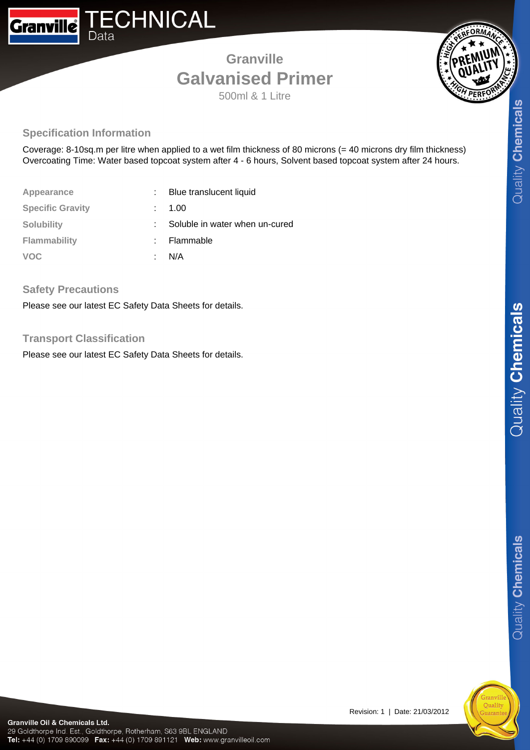# Granville Galvanised Primer

500ml & 1 Litre

## Specification Information

Coverage: 8-10sq.m per litre when applied to a wet film thickness of 80 microns (= 40 microns dry film thickness)
Overcoating Time: Water based topcoat system after 4 - 6 hours, Solvent based topcoat system after 24 hours.

| | | |
|---|---|---|
| **Appearance** | : | Blue translucent liquid |
| **Specific Gravity** | : | 1.00 |
| **Solubility** | : | Soluble in water when un-cured |
| **Flammability** | : | Flammable |
| **VOC** | : | N/A |

## Safety Precautions

Please see our latest EC Safety Data Sheets for details.

## Transport Classification

Please see our latest EC Safety Data Sheets for details.

Revision: 1 | Date: 21/03/2012